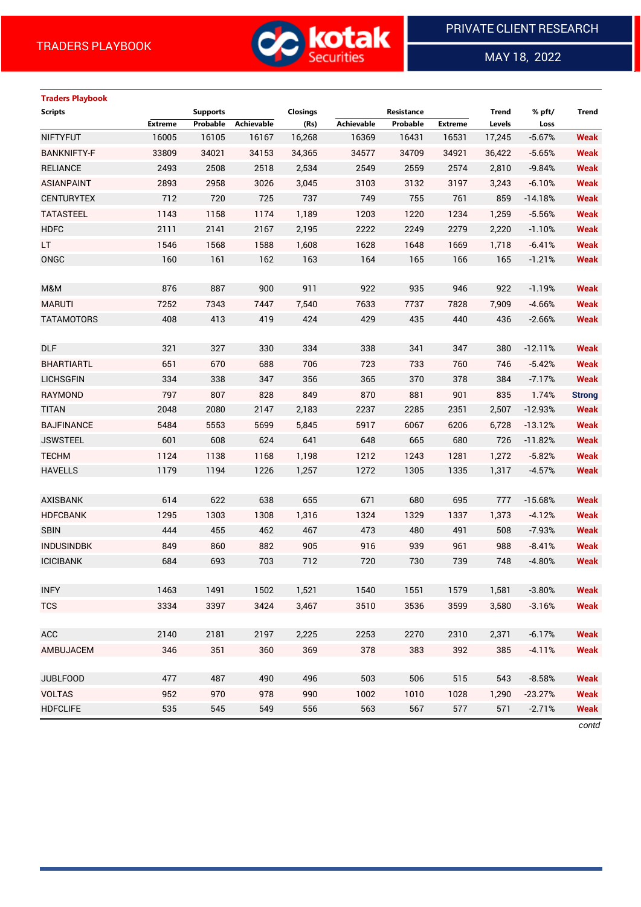TRADERS PLAYBOOK

PRIVATE CLIENT RESEARCH

MAY 18, 2022

**Traders Playbook**

| Scripts | Supports | | | Closings | Resistance | | | Trend | % pft/ | Trend |
|---|---|---|---|---|---|---|---|---|---|---|
| | Extreme | Probable | Achievable | (Rs) | Achievable | Probable | Extreme | Levels | Loss | |
| NIFTYFUT | 16005 | 16105 | 16167 | 16,268 | 16369 | 16431 | 16531 | 17,245 | -5.67% | Weak |
| BANKNIFTY-F | 33809 | 34021 | 34153 | 34,365 | 34577 | 34709 | 34921 | 36,422 | -5.65% | Weak |
| RELIANCE | 2493 | 2508 | 2518 | 2,534 | 2549 | 2559 | 2574 | 2,810 | -9.84% | Weak |
| ASIANPAINT | 2893 | 2958 | 3026 | 3,045 | 3103 | 3132 | 3197 | 3,243 | -6.10% | Weak |
| CENTURYTEX | 712 | 720 | 725 | 737 | 749 | 755 | 761 | 859 | -14.18% | Weak |
| TATASTEEL | 1143 | 1158 | 1174 | 1,189 | 1203 | 1220 | 1234 | 1,259 | -5.56% | Weak |
| HDFC | 2111 | 2141 | 2167 | 2,195 | 2222 | 2249 | 2279 | 2,220 | -1.10% | Weak |
| LT | 1546 | 1568 | 1588 | 1,608 | 1628 | 1648 | 1669 | 1,718 | -6.41% | Weak |
| ONGC | 160 | 161 | 162 | 163 | 164 | 165 | 166 | 165 | -1.21% | Weak |
| | | | | | | | | | | |
| M&M | 876 | 887 | 900 | 911 | 922 | 935 | 946 | 922 | -1.19% | Weak |
| MARUTI | 7252 | 7343 | 7447 | 7,540 | 7633 | 7737 | 7828 | 7,909 | -4.66% | Weak |
| TATAMOTORS | 408 | 413 | 419 | 424 | 429 | 435 | 440 | 436 | -2.66% | Weak |
| | | | | | | | | | | |
| DLF | 321 | 327 | 330 | 334 | 338 | 341 | 347 | 380 | -12.11% | Weak |
| BHARTIARTL | 651 | 670 | 688 | 706 | 723 | 733 | 760 | 746 | -5.42% | Weak |
| LICHSGFIN | 334 | 338 | 347 | 356 | 365 | 370 | 378 | 384 | -7.17% | Weak |
| RAYMOND | 797 | 807 | 828 | 849 | 870 | 881 | 901 | 835 | 1.74% | Strong |
| TITAN | 2048 | 2080 | 2147 | 2,183 | 2237 | 2285 | 2351 | 2,507 | -12.93% | Weak |
| BAJFINANCE | 5484 | 5553 | 5699 | 5,845 | 5917 | 6067 | 6206 | 6,728 | -13.12% | Weak |
| JSWSTEEL | 601 | 608 | 624 | 641 | 648 | 665 | 680 | 726 | -11.82% | Weak |
| TECHM | 1124 | 1138 | 1168 | 1,198 | 1212 | 1243 | 1281 | 1,272 | -5.82% | Weak |
| HAVELLS | 1179 | 1194 | 1226 | 1,257 | 1272 | 1305 | 1335 | 1,317 | -4.57% | Weak |
| | | | | | | | | | | |
| AXISBANK | 614 | 622 | 638 | 655 | 671 | 680 | 695 | 777 | -15.68% | Weak |
| HDFCBANK | 1295 | 1303 | 1308 | 1,316 | 1324 | 1329 | 1337 | 1,373 | -4.12% | Weak |
| SBIN | 444 | 455 | 462 | 467 | 473 | 480 | 491 | 508 | -7.93% | Weak |
| INDUSINDBK | 849 | 860 | 882 | 905 | 916 | 939 | 961 | 988 | -8.41% | Weak |
| ICICIBANK | 684 | 693 | 703 | 712 | 720 | 730 | 739 | 748 | -4.80% | Weak |
| | | | | | | | | | | |
| INFY | 1463 | 1491 | 1502 | 1,521 | 1540 | 1551 | 1579 | 1,581 | -3.80% | Weak |
| TCS | 3334 | 3397 | 3424 | 3,467 | 3510 | 3536 | 3599 | 3,580 | -3.16% | Weak |
| | | | | | | | | | | |
| ACC | 2140 | 2181 | 2197 | 2,225 | 2253 | 2270 | 2310 | 2,371 | -6.17% | Weak |
| AMBUJACEM | 346 | 351 | 360 | 369 | 378 | 383 | 392 | 385 | -4.11% | Weak |
| | | | | | | | | | | |
| JUBLFOOD | 477 | 487 | 490 | 496 | 503 | 506 | 515 | 543 | -8.58% | Weak |
| VOLTAS | 952 | 970 | 978 | 990 | 1002 | 1010 | 1028 | 1,290 | -23.27% | Weak |
| HDFCLIFE | 535 | 545 | 549 | 556 | 563 | 567 | 577 | 571 | -2.71% | Weak |

*contd*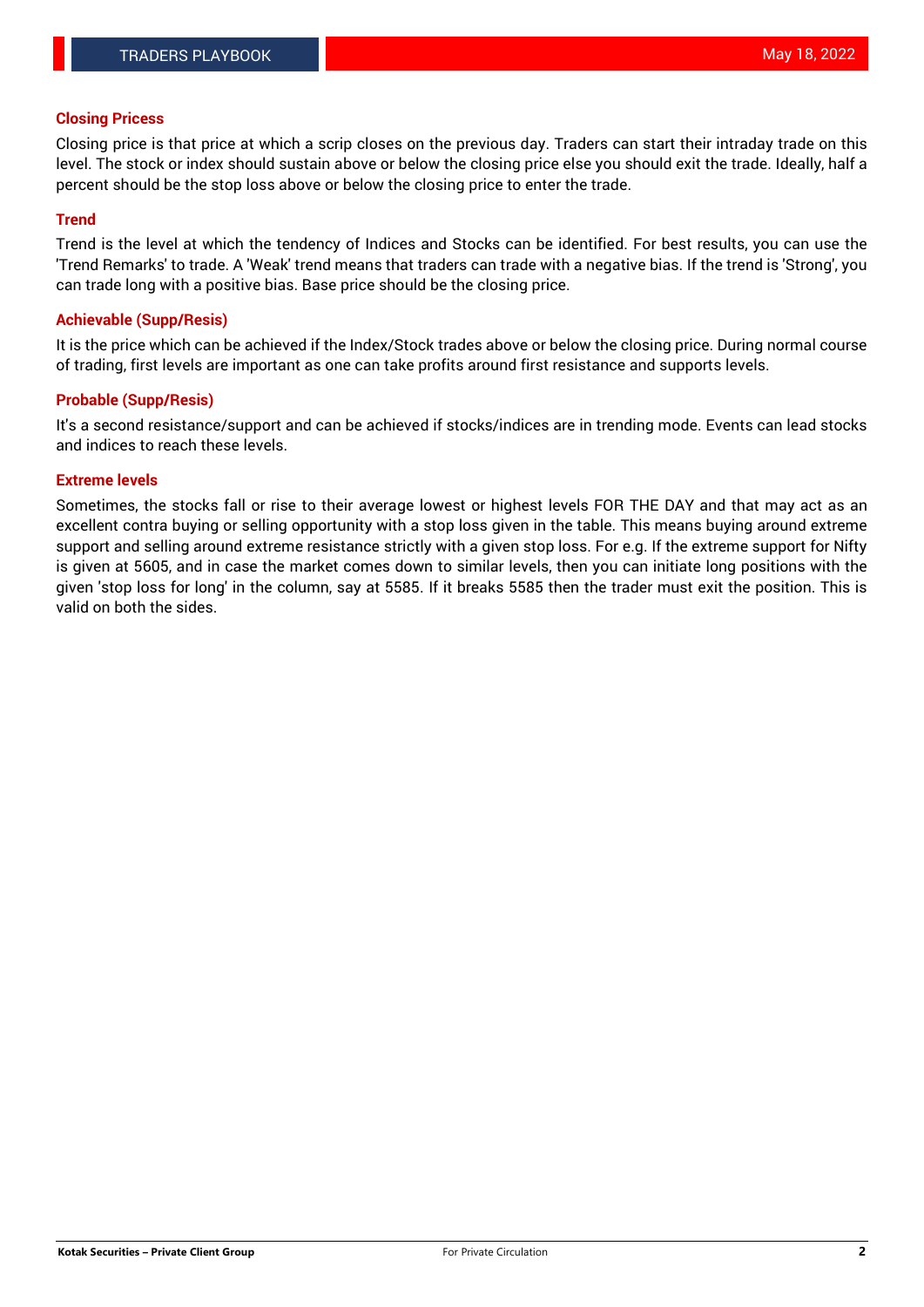## Closing Pricess

Closing price is that price at which a scrip closes on the previous day. Traders can start their intraday trade on this level. The stock or index should sustain above or below the closing price else you should exit the trade. Ideally, half a percent should be the stop loss above or below the closing price to enter the trade.

## Trend

Trend is the level at which the tendency of Indices and Stocks can be identified. For best results, you can use the 'Trend Remarks' to trade. A 'Weak' trend means that traders can trade with a negative bias. If the trend is 'Strong', you can trade long with a positive bias. Base price should be the closing price.

## Achievable (Supp/Resis)

It is the price which can be achieved if the Index/Stock trades above or below the closing price. During normal course of trading, first levels are important as one can take profits around first resistance and supports levels.

## Probable (Supp/Resis)

It's a second resistance/support and can be achieved if stocks/indices are in trending mode. Events can lead stocks and indices to reach these levels.

## Extreme levels

Sometimes, the stocks fall or rise to their average lowest or highest levels FOR THE DAY and that may act as an excellent contra buying or selling opportunity with a stop loss given in the table. This means buying around extreme support and selling around extreme resistance strictly with a given stop loss. For e.g. If the extreme support for Nifty is given at 5605, and in case the market comes down to similar levels, then you can initiate long positions with the given 'stop loss for long' in the column, say at 5585. If it breaks 5585 then the trader must exit the position. This is valid on both the sides.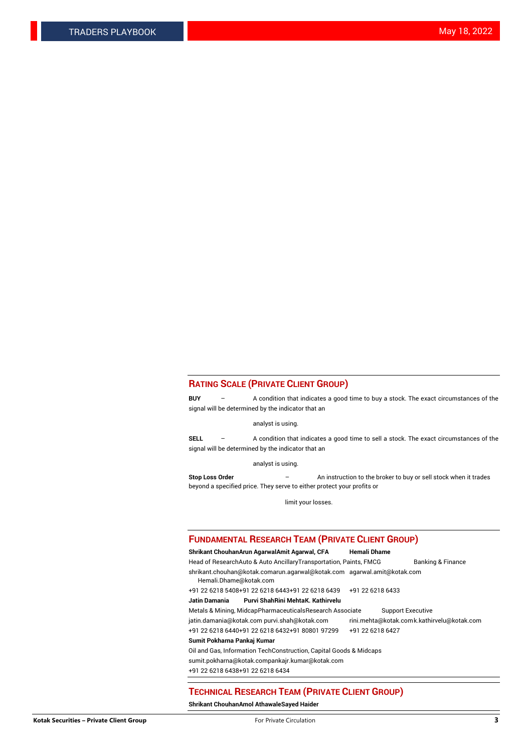## RATING SCALE (PRIVATE CLIENT GROUP)

**BUY** – A condition that indicates a good time to buy a stock. The exact circumstances of the signal will be determined by the indicator that an analyst is using.

**SELL** – A condition that indicates a good time to sell a stock. The exact circumstances of the signal will be determined by the indicator that an analyst is using.

**Stop Loss Order** – An instruction to the broker to buy or sell stock when it trades beyond a specified price. They serve to either protect your profits or limit your losses.

## FUNDAMENTAL RESEARCH TEAM (PRIVATE CLIENT GROUP)

| **Shrikant Chouhan** | **Arun Agarwal** | **Amit Agarwal, CFA** | **Hemali Dhame** |
|---|---|---|---|
| Head of Research | Auto & Auto Ancillary | Transportation, Paints, FMCG | Banking & Finance |
| shrikant.chouhan@kotak.com | arun.agarwal@kotak.com | agarwal.amit@kotak.com | Hemali.Dhame@kotak.com |
| +91 22 6218 5408 | +91 22 6218 6443 | +91 22 6218 6439 | +91 22 6218 6433 |
| **Jatin Damania** | **Purvi Shah** | **Rini Mehta** | **K. Kathirvelu** |
| Metals & Mining, Midcap | Pharmaceuticals | Research Associate | Support Executive |
| jatin.damania@kotak.com | purvi.shah@kotak.com | rini.mehta@kotak.com | k.kathirvelu@kotak.com |
| +91 22 6218 6440 | +91 22 6218 6432 | +91 80801 97299 | +91 22 6218 6427 |
| **Sumit Pokharna** | **Pankaj Kumar** | | |
| Oil and Gas, Information Tech | Construction, Capital Goods & Midcaps | | |
| sumit.pokharna@kotak.com | pankajr.kumar@kotak.com | | |
| +91 22 6218 6438 | +91 22 6218 6434 | | |

## TECHNICAL RESEARCH TEAM (PRIVATE CLIENT GROUP)

**Shrikant Chouhan** **Amol Athawale** **Sayed Haider**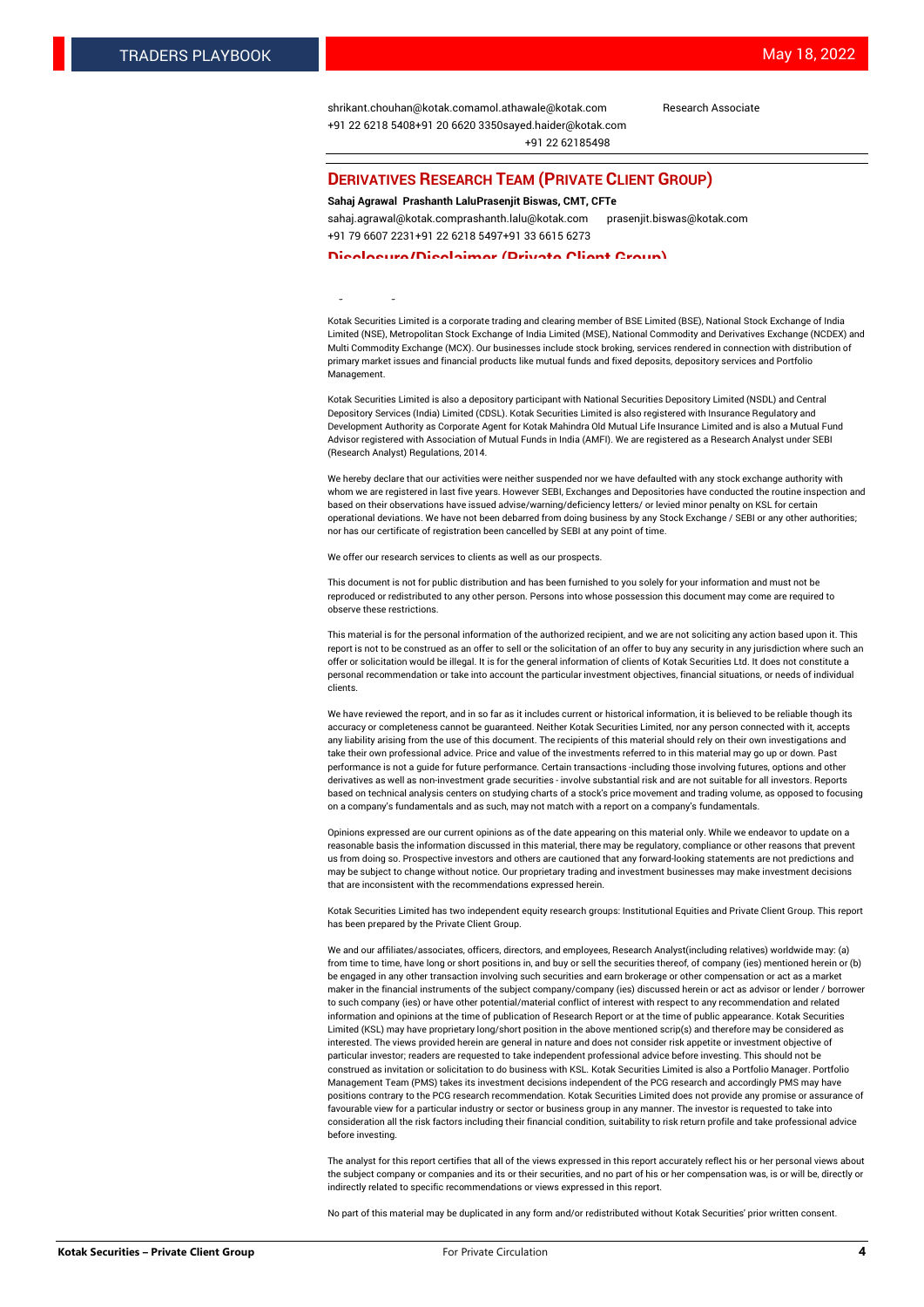shrikant.chouhan@kotak.comamol.athawale@kotak.com Research Associate
+91 22 6218 5408+91 20 6620 3350sayed.haider@kotak.com
+91 22 62185498

## DERIVATIVES RESEARCH TEAM (PRIVATE CLIENT GROUP)

**Sahaj Agrawal Prashanth LaluPrasenjit Biswas, CMT, CFTe**

sahaj.agrawal@kotak.comprashanth.lalu@kotak.com prasenjit.biswas@kotak.com
+91 79 6607 2231+91 22 6218 5497+91 33 6615 6273

## Disclosure/Disclaimer (Private Client Group)

Kotak Securities Limited is a corporate trading and clearing member of BSE Limited (BSE), National Stock Exchange of India Limited (NSE), Metropolitan Stock Exchange of India Limited (MSE), National Commodity and Derivatives Exchange (NCDEX) and Multi Commodity Exchange (MCX). Our businesses include stock broking, services rendered in connection with distribution of primary market issues and financial products like mutual funds and fixed deposits, depository services and Portfolio Management.

Kotak Securities Limited is also a depository participant with National Securities Depository Limited (NSDL) and Central Depository Services (India) Limited (CDSL). Kotak Securities Limited is also registered with Insurance Regulatory and Development Authority as Corporate Agent for Kotak Mahindra Old Mutual Life Insurance Limited and is also a Mutual Fund Advisor registered with Association of Mutual Funds in India (AMFI). We are registered as a Research Analyst under SEBI (Research Analyst) Regulations, 2014.

We hereby declare that our activities were neither suspended nor we have defaulted with any stock exchange authority with whom we are registered in last five years. However SEBI, Exchanges and Depositories have conducted the routine inspection and based on their observations have issued advise/warning/deficiency letters/ or levied minor penalty on KSL for certain operational deviations. We have not been debarred from doing business by any Stock Exchange / SEBI or any other authorities; nor has our certificate of registration been cancelled by SEBI at any point of time.

We offer our research services to clients as well as our prospects.

This document is not for public distribution and has been furnished to you solely for your information and must not be reproduced or redistributed to any other person. Persons into whose possession this document may come are required to observe these restrictions.

This material is for the personal information of the authorized recipient, and we are not soliciting any action based upon it. This report is not to be construed as an offer to sell or the solicitation of an offer to buy any security in any jurisdiction where such an offer or solicitation would be illegal. It is for the general information of clients of Kotak Securities Ltd. It does not constitute a personal recommendation or take into account the particular investment objectives, financial situations, or needs of individual clients.

We have reviewed the report, and in so far as it includes current or historical information, it is believed to be reliable though its accuracy or completeness cannot be guaranteed. Neither Kotak Securities Limited, nor any person connected with it, accepts any liability arising from the use of this document. The recipients of this material should rely on their own investigations and take their own professional advice. Price and value of the investments referred to in this material may go up or down. Past performance is not a guide for future performance. Certain transactions -including those involving futures, options and other derivatives as well as non-investment grade securities - involve substantial risk and are not suitable for all investors. Reports based on technical analysis centers on studying charts of a stock's price movement and trading volume, as opposed to focusing on a company's fundamentals and as such, may not match with a report on a company's fundamentals.

Opinions expressed are our current opinions as of the date appearing on this material only. While we endeavor to update on a reasonable basis the information discussed in this material, there may be regulatory, compliance or other reasons that prevent us from doing so. Prospective investors and others are cautioned that any forward-looking statements are not predictions and may be subject to change without notice. Our proprietary trading and investment businesses may make investment decisions that are inconsistent with the recommendations expressed herein.

Kotak Securities Limited has two independent equity research groups: Institutional Equities and Private Client Group. This report has been prepared by the Private Client Group.

We and our affiliates/associates, officers, directors, and employees, Research Analyst(including relatives) worldwide may: (a) from time to time, have long or short positions in, and buy or sell the securities thereof, of company (ies) mentioned herein or (b) be engaged in any other transaction involving such securities and earn brokerage or other compensation or act as a market maker in the financial instruments of the subject company/company (ies) discussed herein or act as advisor or lender / borrower to such company (ies) or have other potential/material conflict of interest with respect to any recommendation and related information and opinions at the time of publication of Research Report or at the time of public appearance. Kotak Securities Limited (KSL) may have proprietary long/short position in the above mentioned scrip(s) and therefore may be considered as interested. The views provided herein are general in nature and does not consider risk appetite or investment objective of particular investor; readers are requested to take independent professional advice before investing. This should not be construed as invitation or solicitation to do business with KSL. Kotak Securities Limited is also a Portfolio Manager. Portfolio Management Team (PMS) takes its investment decisions independent of the PCG research and accordingly PMS may have positions contrary to the PCG research recommendation. Kotak Securities Limited does not provide any promise or assurance of favourable view for a particular industry or sector or business group in any manner. The investor is requested to take into consideration all the risk factors including their financial condition, suitability to risk return profile and take professional advice before investing.

The analyst for this report certifies that all of the views expressed in this report accurately reflect his or her personal views about the subject company or companies and its or their securities, and no part of his or her compensation was, is or will be, directly or indirectly related to specific recommendations or views expressed in this report.

No part of this material may be duplicated in any form and/or redistributed without Kotak Securities' prior written consent.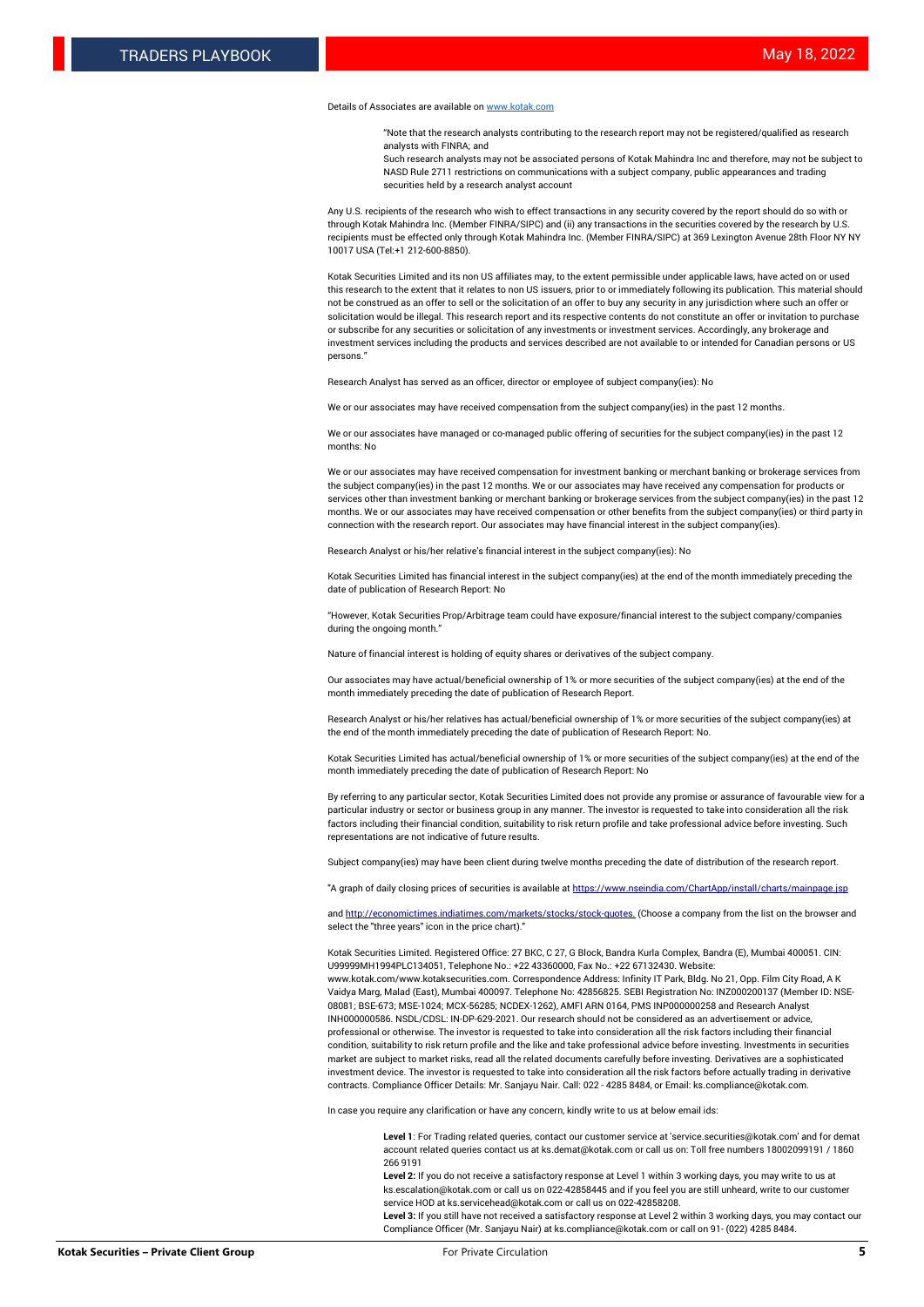Details of Associates are available on www.kotak.com

> "Note that the research analysts contributing to the research report may not be registered/qualified as research analysts with FINRA; and
>
> Such research analysts may not be associated persons of Kotak Mahindra Inc and therefore, may not be subject to NASD Rule 2711 restrictions on communications with a subject company, public appearances and trading securities held by a research analyst account

Any U.S. recipients of the research who wish to effect transactions in any security covered by the report should do so with or through Kotak Mahindra Inc. (Member FINRA/SIPC) and (ii) any transactions in the securities covered by the research by U.S. recipients must be effected only through Kotak Mahindra Inc. (Member FINRA/SIPC) at 369 Lexington Avenue 28th Floor NY NY 10017 USA (Tel:+1 212-600-8850).

Kotak Securities Limited and its non US affiliates may, to the extent permissible under applicable laws, have acted on or used this research to the extent that it relates to non US issuers, prior to or immediately following its publication. This material should not be construed as an offer to sell or the solicitation of an offer to buy any security in any jurisdiction where such an offer or solicitation would be illegal. This research report and its respective contents do not constitute an offer or invitation to purchase or subscribe for any securities or solicitation of any investments or investment services. Accordingly, any brokerage and investment services including the products and services described are not available to or intended for Canadian persons or US persons."

Research Analyst has served as an officer, director or employee of subject company(ies): No

We or our associates may have received compensation from the subject company(ies) in the past 12 months.

We or our associates have managed or co-managed public offering of securities for the subject company(ies) in the past 12 months: No

We or our associates may have received compensation for investment banking or merchant banking or brokerage services from the subject company(ies) in the past 12 months. We or our associates may have received any compensation for products or services other than investment banking or merchant banking or brokerage services from the subject company(ies) in the past 12 months. We or our associates may have received compensation or other benefits from the subject company(ies) or third party in connection with the research report. Our associates may have financial interest in the subject company(ies).

Research Analyst or his/her relative's financial interest in the subject company(ies): No

Kotak Securities Limited has financial interest in the subject company(ies) at the end of the month immediately preceding the date of publication of Research Report: No

"However, Kotak Securities Prop/Arbitrage team could have exposure/financial interest to the subject company/companies during the ongoing month."

Nature of financial interest is holding of equity shares or derivatives of the subject company.

Our associates may have actual/beneficial ownership of 1% or more securities of the subject company(ies) at the end of the month immediately preceding the date of publication of Research Report.

Research Analyst or his/her relatives has actual/beneficial ownership of 1% or more securities of the subject company(ies) at the end of the month immediately preceding the date of publication of Research Report: No.

Kotak Securities Limited has actual/beneficial ownership of 1% or more securities of the subject company(ies) at the end of the month immediately preceding the date of publication of Research Report: No

By referring to any particular sector, Kotak Securities Limited does not provide any promise or assurance of favourable view for a particular industry or sector or business group in any manner. The investor is requested to take into consideration all the risk factors including their financial condition, suitability to risk return profile and take professional advice before investing. Such representations are not indicative of future results.

Subject company(ies) may have been client during twelve months preceding the date of distribution of the research report.

"A graph of daily closing prices of securities is available at https://www.nseindia.com/ChartApp/install/charts/mainpage.jsp

and http://economictimes.indiatimes.com/markets/stocks/stock-quotes. (Choose a company from the list on the browser and select the "three years" icon in the price chart)."

Kotak Securities Limited. Registered Office: 27 BKC, C 27, G Block, Bandra Kurla Complex, Bandra (E), Mumbai 400051. CIN: U99999MH1994PLC134051, Telephone No.: +22 43360000, Fax No.: +22 67132430. Website: www.kotak.com/www.kotaksecurities.com. Correspondence Address: Infinity IT Park, Bldg. No 21, Opp. Film City Road, A K Vaidya Marg, Malad (East), Mumbai 400097. Telephone No: 42856825. SEBI Registration No: INZ000200137 (Member ID: NSE-08081; BSE-673; MSE-1024; MCX-56285; NCDEX-1262), AMFI ARN 0164, PMS INP000000258 and Research Analyst INH000000586. NSDL/CDSL: IN-DP-629-2021. Our research should not be considered as an advertisement or advice, professional or otherwise. The investor is requested to take into consideration all the risk factors including their financial condition, suitability to risk return profile and the like and take professional advice before investing. Investments in securities market are subject to market risks, read all the related documents carefully before investing. Derivatives are a sophisticated investment device. The investor is requested to take into consideration all the risk factors before actually trading in derivative contracts. Compliance Officer Details: Mr. Sanjayu Nair. Call: 022 - 4285 8484, or Email: ks.compliance@kotak.com.

In case you require any clarification or have any concern, kindly write to us at below email ids:

> **Level 1**: For Trading related queries, contact our customer service at 'service.securities@kotak.com' and for demat account related queries contact us at ks.demat@kotak.com or call us on: Toll free numbers 18002099191 / 1860 266 9191
>
> **Level 2:** If you do not receive a satisfactory response at Level 1 within 3 working days, you may write to us at ks.escalation@kotak.com or call us on 022-42858445 and if you feel you are still unheard, write to our customer service HOD at ks.servicehead@kotak.com or call us on 022-42858208.
>
> **Level 3:** If you still have not received a satisfactory response at Level 2 within 3 working days, you may contact our Compliance Officer (Mr. Sanjayu Nair) at ks.compliance@kotak.com or call on 91- (022) 4285 8484.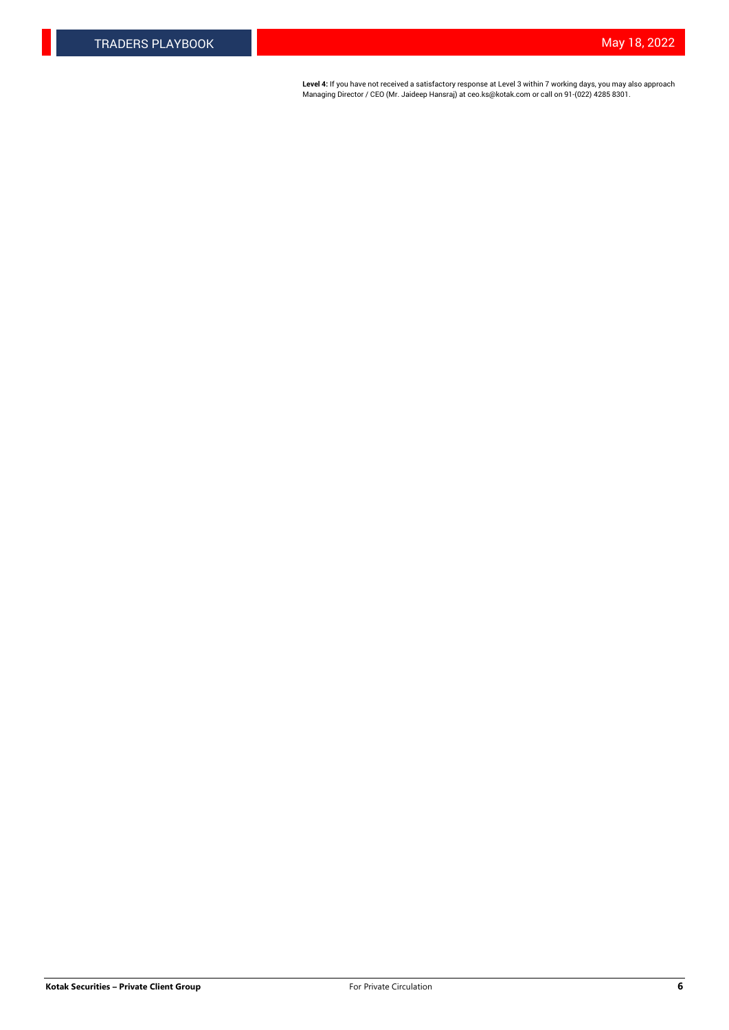**Level 4:** If you have not received a satisfactory response at Level 3 within 7 working days, you may also approach Managing Director / CEO (Mr. Jaideep Hansraj) at ceo.ks@kotak.com or call on 91-(022) 4285 8301.